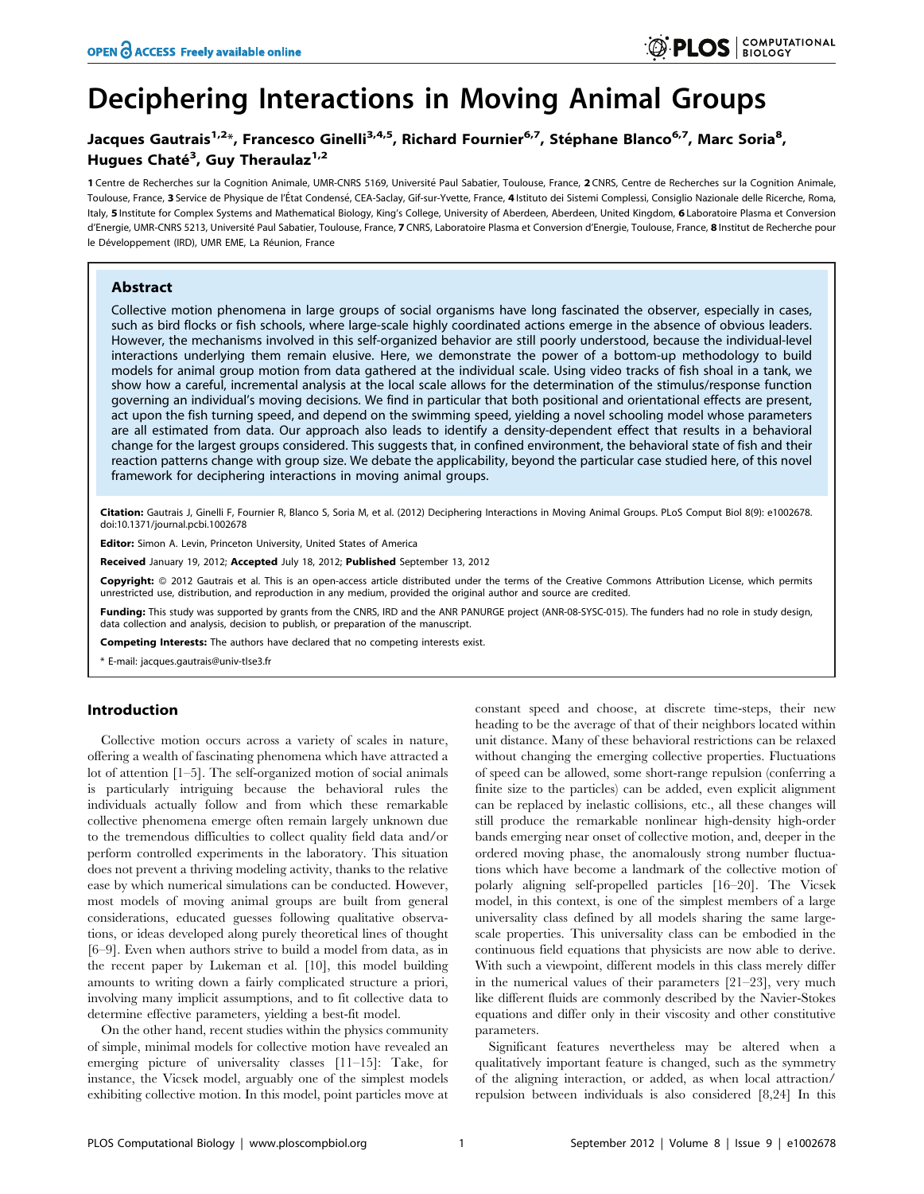# Deciphering Interactions in Moving Animal Groups

**Jacques Gautrais[1,2]*, Francesco Ginelli[3,4,5], Richard Fournier[6,7], Stéphane Blanco[6,7], Marc Soria[8], Hugues Chaté[3], Guy Theraulaz[1,2]**

**1** Centre de Recherches sur la Cognition Animale, UMR-CNRS 5169, Université Paul Sabatier, Toulouse, France, **2** CNRS, Centre de Recherches sur la Cognition Animale, Toulouse, France, **3** Service de Physique de l'État Condensé, CEA-Saclay, Gif-sur-Yvette, France, **4** Istituto dei Sistemi Complessi, Consiglio Nazionale delle Ricerche, Roma, Italy, **5** Institute for Complex Systems and Mathematical Biology, King's College, University of Aberdeen, Aberdeen, United Kingdom, **6** Laboratoire Plasma et Conversion d'Energie, UMR-CNRS 5213, Université Paul Sabatier, Toulouse, France, **7** CNRS, Laboratoire Plasma et Conversion d'Energie, Toulouse, France, **8** Institut de Recherche pour le Développement (IRD), UMR EME, La Réunion, France

## Abstract

Collective motion phenomena in large groups of social organisms have long fascinated the observer, especially in cases, such as bird flocks or fish schools, where large-scale highly coordinated actions emerge in the absence of obvious leaders. However, the mechanisms involved in this self-organized behavior are still poorly understood, because the individual-level interactions underlying them remain elusive. Here, we demonstrate the power of a bottom-up methodology to build models for animal group motion from data gathered at the individual scale. Using video tracks of fish shoal in a tank, we show how a careful, incremental analysis at the local scale allows for the determination of the stimulus/response function governing an individual's moving decisions. We find in particular that both positional and orientational effects are present, act upon the fish turning speed, and depend on the swimming speed, yielding a novel schooling model whose parameters are all estimated from data. Our approach also leads to identify a density-dependent effect that results in a behavioral change for the largest groups considered. This suggests that, in confined environment, the behavioral state of fish and their reaction patterns change with group size. We debate the applicability, beyond the particular case studied here, of this novel framework for deciphering interactions in moving animal groups.

**Citation:** Gautrais J, Ginelli F, Fournier R, Blanco S, Soria M, et al. (2012) Deciphering Interactions in Moving Animal Groups. PLoS Comput Biol 8(9): e1002678. doi:10.1371/journal.pcbi.1002678

**Editor:** Simon A. Levin, Princeton University, United States of America

**Received** January 19, 2012; **Accepted** July 18, 2012; **Published** September 13, 2012

**Copyright:** © 2012 Gautrais et al. This is an open-access article distributed under the terms of the Creative Commons Attribution License, which permits unrestricted use, distribution, and reproduction in any medium, provided the original author and source are credited.

**Funding:** This study was supported by grants from the CNRS, IRD and the ANR PANURGE project (ANR-08-SYSC-015). The funders had no role in study design, data collection and analysis, decision to publish, or preparation of the manuscript.

**Competing Interests:** The authors have declared that no competing interests exist.

\* E-mail: jacques.gautrais@univ-tlse3.fr

## Introduction

Collective motion occurs across a variety of scales in nature, offering a wealth of fascinating phenomena which have attracted a lot of attention [1–5]. The self-organized motion of social animals is particularly intriguing because the behavioral rules the individuals actually follow and from which these remarkable collective phenomena emerge often remain largely unknown due to the tremendous difficulties to collect quality field data and/or perform controlled experiments in the laboratory. This situation does not prevent a thriving modeling activity, thanks to the relative ease by which numerical simulations can be conducted. However, most models of moving animal groups are built from general considerations, educated guesses following qualitative observations, or ideas developed along purely theoretical lines of thought [6–9]. Even when authors strive to build a model from data, as in the recent paper by Lukeman et al. [10], this model building amounts to writing down a fairly complicated structure a priori, involving many implicit assumptions, and to fit collective data to determine effective parameters, yielding a best-fit model.

On the other hand, recent studies within the physics community of simple, minimal models for collective motion have revealed an emerging picture of universality classes [11–15]: Take, for instance, the Vicsek model, arguably one of the simplest models exhibiting collective motion. In this model, point particles move at constant speed and choose, at discrete time-steps, their new heading to be the average of that of their neighbors located within unit distance. Many of these behavioral restrictions can be relaxed without changing the emerging collective properties. Fluctuations of speed can be allowed, some short-range repulsion (conferring a finite size to the particles) can be added, even explicit alignment can be replaced by inelastic collisions, etc., all these changes will still produce the remarkable nonlinear high-density high-order bands emerging near onset of collective motion, and, deeper in the ordered moving phase, the anomalously strong number fluctuations which have become a landmark of the collective motion of polarly aligning self-propelled particles [16–20]. The Vicsek model, in this context, is one of the simplest members of a large universality class defined by all models sharing the same large-scale properties. This universality class can be embodied in the continuous field equations that physicists are now able to derive. With such a viewpoint, different models in this class merely differ in the numerical values of their parameters [21–23], very much like different fluids are commonly described by the Navier-Stokes equations and differ only in their viscosity and other constitutive parameters.

Significant features nevertheless may be altered when a qualitatively important feature is changed, such as the symmetry of the aligning interaction, or added, as when local attraction/repulsion between individuals is also considered [8,24] In this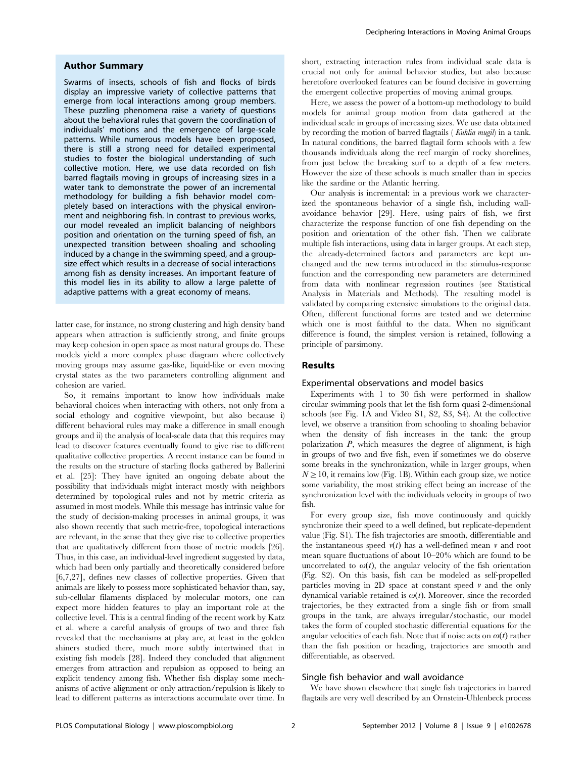## Author Summary

Swarms of insects, schools of fish and flocks of birds display an impressive variety of collective patterns that emerge from local interactions among group members. These puzzling phenomena raise a variety of questions about the behavioral rules that govern the coordination of individuals' motions and the emergence of large-scale patterns. While numerous models have been proposed, there is still a strong need for detailed experimental studies to foster the biological understanding of such collective motion. Here, we use data recorded on fish barred flagtails moving in groups of increasing sizes in a water tank to demonstrate the power of an incremental methodology for building a fish behavior model completely based on interactions with the physical environment and neighboring fish. In contrast to previous works, our model revealed an implicit balancing of neighbors position and orientation on the turning speed of fish, an unexpected transition between shoaling and schooling induced by a change in the swimming speed, and a group-size effect which results in a decrease of social interactions among fish as density increases. An important feature of this model lies in its ability to allow a large palette of adaptive patterns with a great economy of means.

latter case, for instance, no strong clustering and high density band appears when attraction is sufficiently strong, and finite groups may keep cohesion in open space as most natural groups do. These models yield a more complex phase diagram where collectively moving groups may assume gas-like, liquid-like or even moving crystal states as the two parameters controlling alignment and cohesion are varied.

So, it remains important to know how individuals make behavioral choices when interacting with others, not only from a social ethology and cognitive viewpoint, but also because i) different behavioral rules may make a difference in small enough groups and ii) the analysis of local-scale data that this requires may lead to discover features eventually found to give rise to different qualitative collective properties. A recent instance can be found in the results on the structure of starling flocks gathered by Ballerini et al. [25]: They have ignited an ongoing debate about the possibility that individuals might interact mostly with neighbors determined by topological rules and not by metric criteria as assumed in most models. While this message has intrinsic value for the study of decision-making processes in animal groups, it was also shown recently that such metric-free, topological interactions are relevant, in the sense that they give rise to collective properties that are qualitatively different from those of metric models [26]. Thus, in this case, an individual-level ingredient suggested by data, which had been only partially and theoretically considered before [6,7,27], defines new classes of collective properties. Given that animals are likely to possess more sophisticated behavior than, say, sub-cellular filaments displaced by molecular motors, one can expect more hidden features to play an important role at the collective level. This is a central finding of the recent work by Katz et al. where a careful analysis of groups of two and three fish revealed that the mechanisms at play are, at least in the golden shiners studied there, much more subtly intertwined that in existing fish models [28]. Indeed they concluded that alignment emerges from attraction and repulsion as opposed to being an explicit tendency among fish. Whether fish display some mechanisms of active alignment or only attraction/repulsion is likely to lead to different patterns as interactions accumulate over time. In short, extracting interaction rules from individual scale data is crucial not only for animal behavior studies, but also because heretofore overlooked features can be found decisive in governing the emergent collective properties of moving animal groups.

Here, we assess the power of a bottom-up methodology to build models for animal group motion from data gathered at the individual scale in groups of increasing sizes. We use data obtained by recording the motion of barred flagtails ( *Kuhlia mugil*) in a tank. In natural conditions, the barred flagtail form schools with a few thousands individuals along the reef margin of rocky shorelines, from just below the breaking surf to a depth of a few meters. However the size of these schools is much smaller than in species like the sardine or the Atlantic herring.

Our analysis is incremental: in a previous work we characterized the spontaneous behavior of a single fish, including wall-avoidance behavior [29]. Here, using pairs of fish, we first characterize the response function of one fish depending on the position and orientation of the other fish. Then we calibrate multiple fish interactions, using data in larger groups. At each step, the already-determined factors and parameters are kept unchanged and the new terms introduced in the stimulus-response function and the corresponding new parameters are determined from data with nonlinear regression routines (see Statistical Analysis in Materials and Methods). The resulting model is validated by comparing extensive simulations to the original data. Often, different functional forms are tested and we determine which one is most faithful to the data. When no significant difference is found, the simplest version is retained, following a principle of parsimony.

## Results

### Experimental observations and model basics

Experiments with 1 to 30 fish were performed in shallow circular swimming pools that let the fish form quasi 2-dimensional schools (see Fig. 1A and Video S1, S2, S3, S4). At the collective level, we observe a transition from schooling to shoaling behavior when the density of fish increases in the tank: the group polarization $P$, which measures the degree of alignment, is high in groups of two and five fish, even if sometimes we do observe some breaks in the synchronization, while in larger groups, when $N \geq 10$, it remains low (Fig. 1B). Within each group size, we notice some variability, the most striking effect being an increase of the synchronization level with the individuals velocity in groups of two fish.

For every group size, fish move continuously and quickly synchronize their speed to a well defined, but replicate-dependent value (Fig. S1). The fish trajectories are smooth, differentiable and the instantaneous speed $v(t)$ has a well-defined mean $v$ and root mean square fluctuations of about 10–20% which are found to be uncorrelated to $\omega(t)$, the angular velocity of the fish orientation (Fig. S2). On this basis, fish can be modeled as self-propelled particles moving in 2D space at constant speed $v$ and the only dynamical variable retained is $\omega(t)$. Moreover, since the recorded trajectories, be they extracted from a single fish or from small groups in the tank, are always irregular/stochastic, our model takes the form of coupled stochastic differential equations for the angular velocities of each fish. Note that if noise acts on $\omega(t)$ rather than the fish position or heading, trajectories are smooth and differentiable, as observed.

### Single fish behavior and wall avoidance

We have shown elsewhere that single fish trajectories in barred flagtails are very well described by an Ornstein-Uhlenbeck process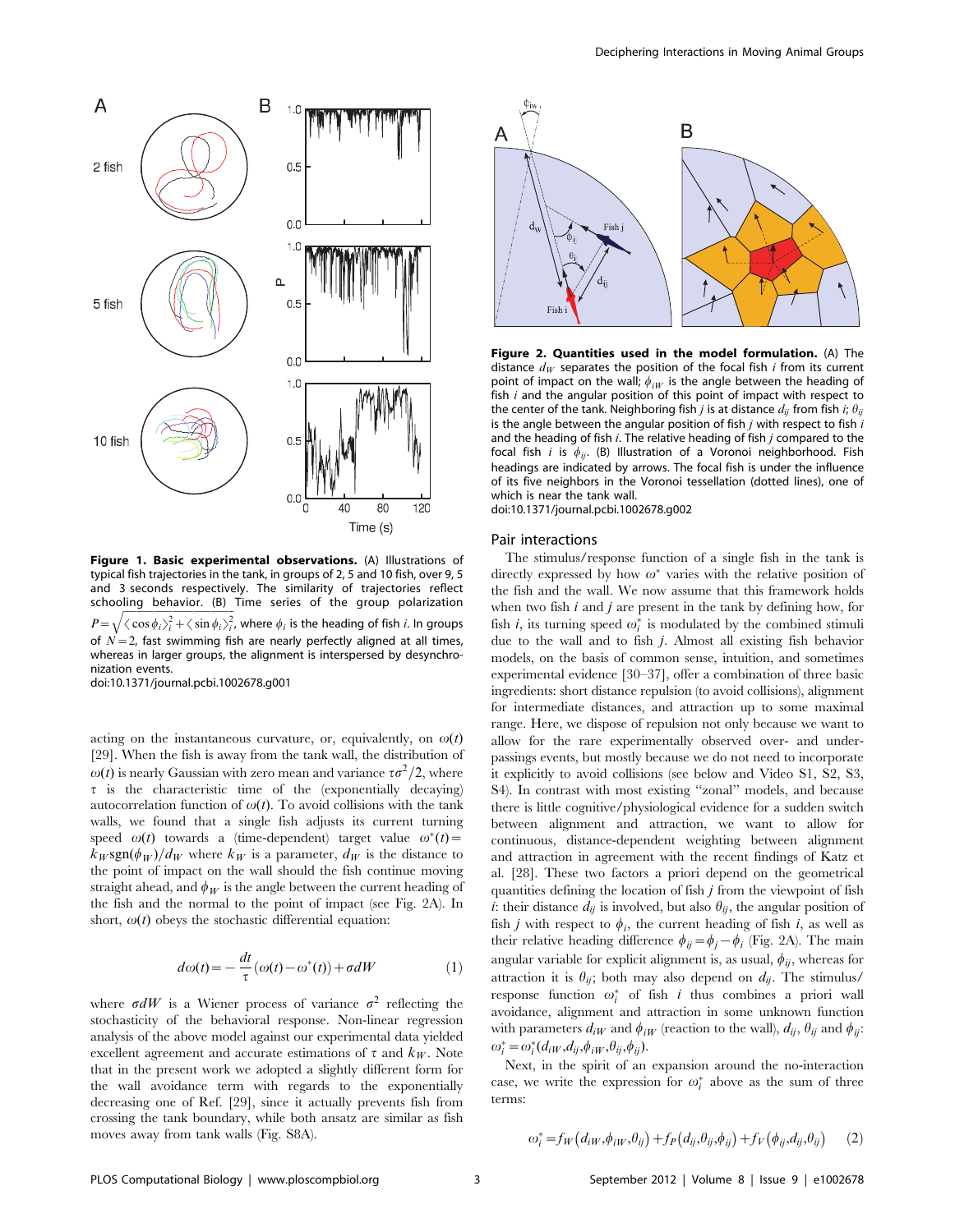**Figure 1. Basic experimental observations.** (A) Illustrations of typical fish trajectories in the tank, in groups of 2, 5 and 10 fish, over 9, 5 and 3 seconds respectively. The similarity of trajectories reflect schooling behavior. (B) Time series of the group polarization $P=\sqrt{\langle\cos\phi_i\rangle_i^2+\langle\sin\phi_i\rangle_i^2}$, where $\phi_i$ is the heading of fish $i$. In groups of $N=2$, fast swimming fish are nearly perfectly aligned at all times, whereas in larger groups, the alignment is interspersed by desynchronization events.
doi:10.1371/journal.pcbi.1002678.g001

acting on the instantaneous curvature, or, equivalently, on $\omega(t)$ [29]. When the fish is away from the tank wall, the distribution of $\omega(t)$ is nearly Gaussian with zero mean and variance $\tau\sigma^2/2$, where $\tau$ is the characteristic time of the (exponentially decaying) autocorrelation function of $\omega(t)$. To avoid collisions with the tank walls, we found that a single fish adjusts its current turning speed $\omega(t)$ towards a (time-dependent) target value $\omega^*(t)=k_W\mathrm{sgn}(\phi_W)/d_W$ where $k_W$ is a parameter, $d_W$ is the distance to the point of impact on the wall should the fish continue moving straight ahead, and $\phi_W$ is the angle between the current heading of the fish and the normal to the point of impact (see Fig. 2A). In short, $\omega(t)$ obeys the stochastic differential equation:

$$d\omega(t)=-\frac{dt}{\tau}(\omega(t)-\omega^*(t))+\sigma dW \qquad (1)$$

where $\sigma dW$ is a Wiener process of variance $\sigma^2$ reflecting the stochasticity of the behavioral response. Non-linear regression analysis of the above model against our experimental data yielded excellent agreement and accurate estimations of $\tau$ and $k_W$. Note that in the present work we adopted a slightly different form for the wall avoidance term with regards to the exponentially decreasing one of Ref. [29], since it actually prevents fish from crossing the tank boundary, while both ansatz are similar as fish moves away from tank walls (Fig. S8A).

**Figure 2. Quantities used in the model formulation.** (A) The distance $d_W$ separates the position of the focal fish $i$ from its current point of impact on the wall; $\phi_{iW}$ is the angle between the heading of fish $i$ and the angular position of this point of impact with respect to the center of the tank. Neighboring fish $j$ is at distance $d_{ij}$ from fish $i$; $\theta_{ij}$ is the angle between the angular position of fish $j$ with respect to fish $i$ and the heading of fish $i$. The relative heading of fish $j$ compared to the focal fish $i$ is $\phi_{ij}$. (B) Illustration of a Voronoi neighborhood. Fish headings are indicated by arrows. The focal fish is under the influence of its five neighbors in the Voronoi tessellation (dotted lines), one of which is near the tank wall.
doi:10.1371/journal.pcbi.1002678.g002

## Pair interactions

The stimulus/response function of a single fish in the tank is directly expressed by how $\omega^*$ varies with the relative position of the fish and the wall. We now assume that this framework holds when two fish $i$ and $j$ are present in the tank by defining how, for fish $i$, its turning speed $\omega_i^*$ is modulated by the combined stimuli due to the wall and to fish $j$. Almost all existing fish behavior models, on the basis of common sense, intuition, and sometimes experimental evidence [30–37], offer a combination of three basic ingredients: short distance repulsion (to avoid collisions), alignment for intermediate distances, and attraction up to some maximal range. Here, we dispose of repulsion not only because we want to allow for the rare experimentally observed over- and under-passings events, but mostly because we do not need to incorporate it explicitly to avoid collisions (see below and Video S1, S2, S3, S4). In contrast with most existing "zonal" models, and because there is little cognitive/physiological evidence for a sudden switch between alignment and attraction, we want to allow for continuous, distance-dependent weighting between alignment and attraction in agreement with the recent findings of Katz et al. [28]. These two factors a priori depend on the geometrical quantities defining the location of fish $j$ from the viewpoint of fish $i$: their distance $d_{ij}$ is involved, but also $\theta_{ij}$, the angular position of fish $j$ with respect to $\phi_i$, the current heading of fish $i$, as well as their relative heading difference $\phi_{ij}=\phi_j-\phi_i$ (Fig. 2A). The main angular variable for explicit alignment is, as usual, $\phi_{ij}$, whereas for attraction it is $\theta_{ij}$; both may also depend on $d_{ij}$. The stimulus/response function $\omega_i^*$ of fish $i$ thus combines a priori wall avoidance, alignment and attraction in some unknown function with parameters $d_{iW}$ and $\phi_{iW}$ (reaction to the wall), $d_{ij}$, $\theta_{ij}$ and $\phi_{ij}$: $\omega_i^*=\omega_i^*(d_{iW},d_{ij},\phi_{iW},\theta_{ij},\phi_{ij})$.

Next, in the spirit of an expansion around the no-interaction case, we write the expression for $\omega_i^*$ above as the sum of three terms:

$$\omega_i^*=f_W(d_{iW},\phi_{iW},\theta_{ij})+f_P(d_{ij},\theta_{ij},\phi_{ij})+f_V(\phi_{ij},d_{ij},\theta_{ij}) \qquad (2)$$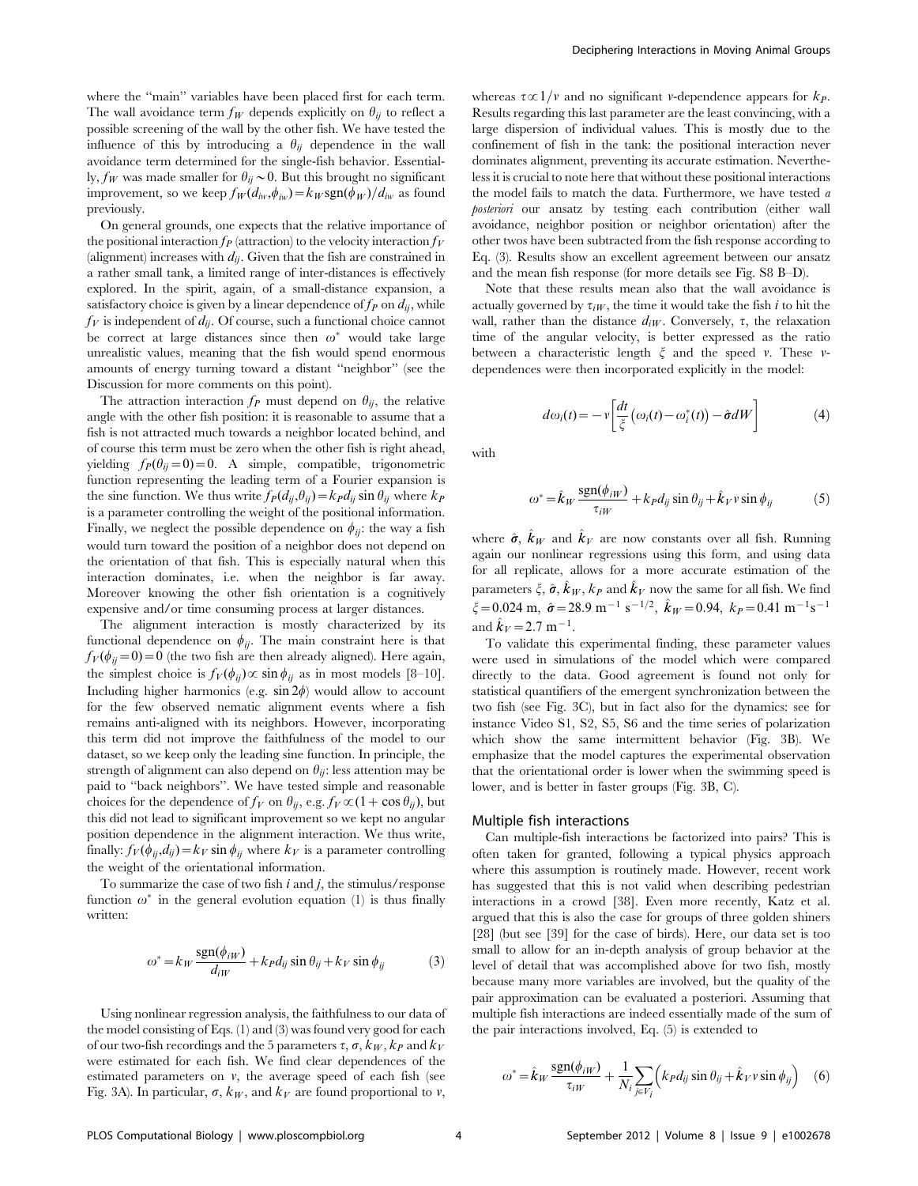where the "main" variables have been placed first for each term. The wall avoidance term $f_W$ depends explicitly on $\theta_{ij}$ to reflect a possible screening of the wall by the other fish. We have tested the influence of this by introducing a $\theta_{ij}$ dependence in the wall avoidance term determined for the single-fish behavior. Essentially, $f_W$ was made smaller for $\theta_{ij} \sim 0$. But this brought no significant improvement, so we keep $f_W(d_{iw}, \phi_{iw}) = k_W \text{sgn}(\phi_W)/d_{iw}$ as found previously.

On general grounds, one expects that the relative importance of the positional interaction $f_P$ (attraction) to the velocity interaction $f_V$ (alignment) increases with $d_{ij}$. Given that the fish are constrained in a rather small tank, a limited range of inter-distances is effectively explored. In the spirit, again, of a small-distance expansion, a satisfactory choice is given by a linear dependence of $f_P$ on $d_{ij}$, while $f_V$ is independent of $d_{ij}$. Of course, such a functional choice cannot be correct at large distances since then $\omega^*$ would take large unrealistic values, meaning that the fish would spend enormous amounts of energy turning toward a distant "neighbor" (see the Discussion for more comments on this point).

The attraction interaction $f_P$ must depend on $\theta_{ij}$, the relative angle with the other fish position: it is reasonable to assume that a fish is not attracted much towards a neighbor located behind, and of course this term must be zero when the other fish is right ahead, yielding $f_P(\theta_{ij}=0)=0$. A simple, compatible, trigonometric function representing the leading term of a Fourier expansion is the sine function. We thus write $f_P(d_{ij}, \theta_{ij}) = k_P d_{ij} \sin\theta_{ij}$ where $k_P$ is a parameter controlling the weight of the positional information. Finally, we neglect the possible dependence on $\phi_{ij}$: the way a fish would turn toward the position of a neighbor does not depend on the orientation of that fish. This is especially natural when this interaction dominates, i.e. when the neighbor is far away. Moreover knowing the other fish orientation is a cognitively expensive and/or time consuming process at larger distances.

The alignment interaction is mostly characterized by its functional dependence on $\phi_{ij}$. The main constraint here is that $f_V(\phi_{ij}=0)=0$ (the two fish are then already aligned). Here again, the simplest choice is $f_V(\phi_{ij}) \propto \sin\phi_{ij}$ as in most models [8–10]. Including higher harmonics (e.g. $\sin 2\phi$) would allow to account for the few observed nematic alignment events where a fish remains anti-aligned with its neighbors. However, incorporating this term did not improve the faithfulness of the model to our dataset, so we keep only the leading sine function. In principle, the strength of alignment can also depend on $\theta_{ij}$: less attention may be paid to "back neighbors". We have tested simple and reasonable choices for the dependence of $f_V$ on $\theta_{ij}$, e.g. $f_V \propto (1+\cos\theta_{ij})$, but this did not lead to significant improvement so we kept no angular position dependence in the alignment interaction. We thus write, finally: $f_V(\phi_{ij}, d_{ij}) = k_V \sin\phi_{ij}$ where $k_V$ is a parameter controlling the weight of the orientational information.

To summarize the case of two fish $i$ and $j$, the stimulus/response function $\omega^*$ in the general evolution equation (1) is thus finally written:

$$\omega^* = k_W \frac{\text{sgn}(\phi_{iW})}{d_{iW}} + k_P d_{ij} \sin\theta_{ij} + k_V \sin\phi_{ij} \tag{3}$$

Using nonlinear regression analysis, the faithfulness to our data of the model consisting of Eqs. (1) and (3) was found very good for each of our two-fish recordings and the 5 parameters $\tau$, $\sigma$, $k_W$, $k_P$ and $k_V$ were estimated for each fish. We find clear dependences of the estimated parameters on $v$, the average speed of each fish (see Fig. 3A). In particular, $\sigma$, $k_W$, and $k_V$ are found proportional to $v$, whereas $\tau \propto 1/v$ and no significant $v$-dependence appears for $k_P$. Results regarding this last parameter are the least convincing, with a large dispersion of individual values. This is mostly due to the confinement of fish in the tank: the positional interaction never dominates alignment, preventing its accurate estimation. Nevertheless it is crucial to note here that without these positional interactions the model fails to match the data. Furthermore, we have tested *a posteriori* our ansatz by testing each contribution (either wall avoidance, neighbor position or neighbor orientation) after the other twos have been subtracted from the fish response according to Eq. (3). Results show an excellent agreement between our ansatz and the mean fish response (for more details see Fig. S8 B–D).

Note that these results mean also that the wall avoidance is actually governed by $\tau_{iW}$, the time it would take the fish $i$ to hit the wall, rather than the distance $d_{iW}$. Conversely, $\tau$, the relaxation time of the angular velocity, is better expressed as the ratio between a characteristic length $\xi$ and the speed $v$. These $v$-dependences were then incorporated explicitly in the model:

$$d\omega_i(t) = -v\left[\frac{dt}{\xi}\left(\omega_i(t) - \omega_i^*(t)\right) - \hat{\sigma} dW\right] \tag{4}$$

with

$$\omega^* = \hat{k}_W \frac{\text{sgn}(\phi_{iW})}{\tau_{iW}} + k_P d_{ij} \sin\theta_{ij} + \hat{k}_V v \sin\phi_{ij} \tag{5}$$

where $\hat{\sigma}$, $\hat{k}_W$ and $\hat{k}_V$ are now constants over all fish. Running again our nonlinear regressions using this form, and using data for all replicate, allows for a more accurate estimation of the parameters $\xi$, $\hat{\sigma}$, $\hat{k}_W$, $k_P$ and $\hat{k}_V$ now the same for all fish. We find $\xi = 0.024$ m, $\hat{\sigma} = 28.9$ m$^{-1}$ s$^{-1/2}$, $\hat{k}_W = 0.94$, $k_P = 0.41$ m$^{-1}$s$^{-1}$ and $\hat{k}_V = 2.7$ m$^{-1}$.

To validate this experimental finding, these parameter values were used in simulations of the model which were compared directly to the data. Good agreement is found not only for statistical quantifiers of the emergent synchronization between the two fish (see Fig. 3C), but in fact also for the dynamics: see for instance Video S1, S2, S5, S6 and the time series of polarization which show the same intermittent behavior (Fig. 3B). We emphasize that the model captures the experimental observation that the orientational order is lower when the swimming speed is lower, and is better in faster groups (Fig. 3B, C).

## Multiple fish interactions

Can multiple-fish interactions be factorized into pairs? This is often taken for granted, following a typical physics approach where this assumption is routinely made. However, recent work has suggested that this is not valid when describing pedestrian interactions in a crowd [38]. Even more recently, Katz et al. argued that this is also the case for groups of three golden shiners [28] (but see [39] for the case of birds). Here, our data set is too small to allow for an in-depth analysis of group behavior at the level of detail that was accomplished above for two fish, mostly because many more variables are involved, but the quality of the pair approximation can be evaluated a posteriori. Assuming that multiple fish interactions are indeed essentially made of the sum of the pair interactions involved, Eq. (5) is extended to

$$\omega^* = \hat{k}_W \frac{\text{sgn}(\phi_{iW})}{\tau_{iW}} + \frac{1}{N_i}\sum_{j \in V_i}\left(k_P d_{ij} \sin\theta_{ij} + \hat{k}_V v \sin\phi_{ij}\right) \tag{6}$$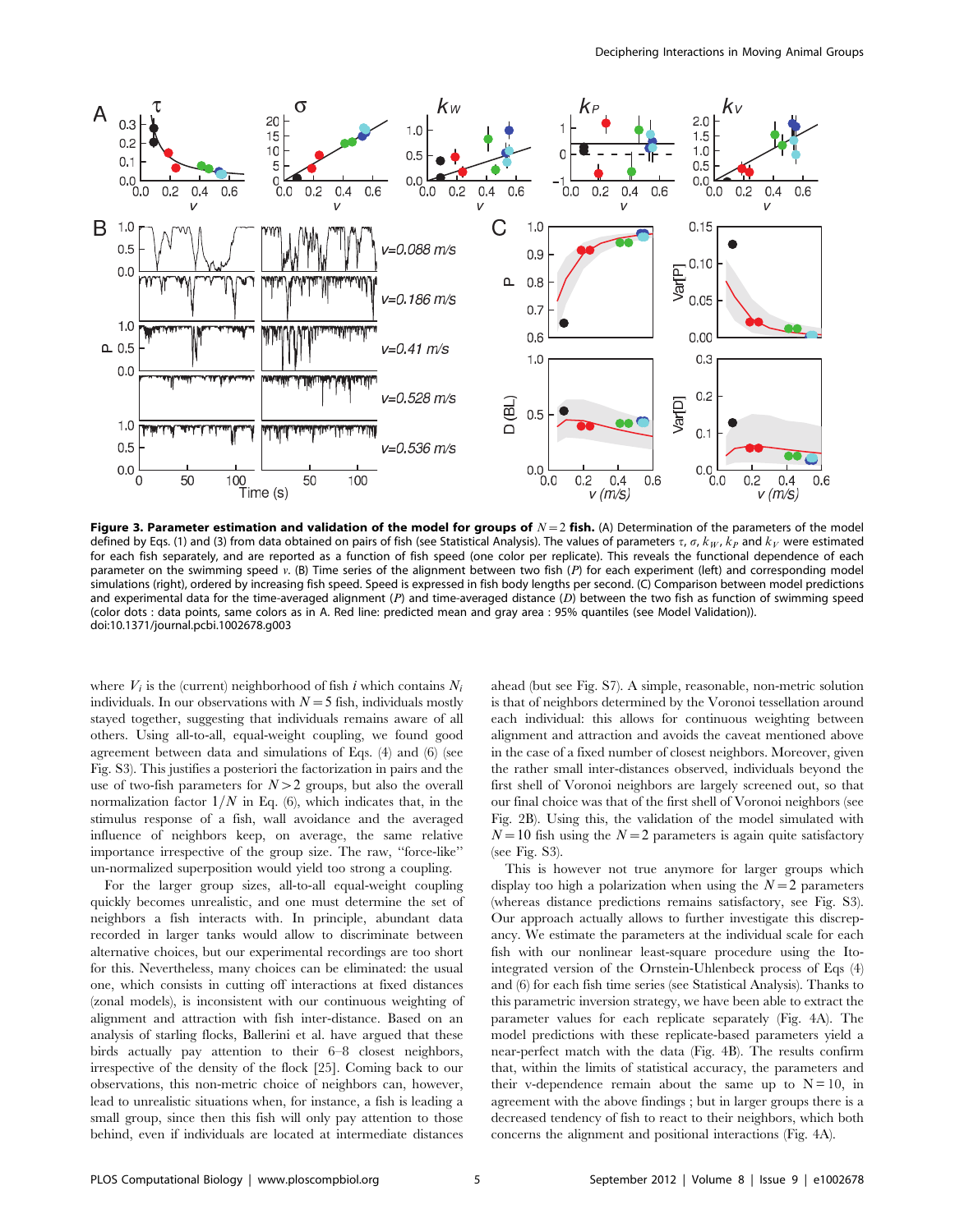**Figure 3. Parameter estimation and validation of the model for groups of $N=2$ fish.** (A) Determination of the parameters of the model defined by Eqs. (1) and (3) from data obtained on pairs of fish (see Statistical Analysis). The values of parameters $\tau$, $\sigma$, $k_W$, $k_P$ and $k_V$ were estimated for each fish separately, and are reported as a function of fish speed (one color per replicate). This reveals the functional dependence of each parameter on the swimming speed $v$. (B) Time series of the alignment between two fish ($P$) for each experiment (left) and corresponding model simulations (right), ordered by increasing fish speed. Speed is expressed in fish body lengths per second. (C) Comparison between model predictions and experimental data for the time-averaged alignment ($P$) and time-averaged distance ($D$) between the two fish as function of swimming speed (color dots : data points, same colors as in A. Red line: predicted mean and gray area : 95% quantiles (see Model Validation)).
doi:10.1371/journal.pcbi.1002678.g003

where $V_i$ is the (current) neighborhood of fish $i$ which contains $N_i$ individuals. In our observations with $N=5$ fish, individuals mostly stayed together, suggesting that individuals remains aware of all others. Using all-to-all, equal-weight coupling, we found good agreement between data and simulations of Eqs. (4) and (6) (see Fig. S3). This justifies a posteriori the factorization in pairs and the use of two-fish parameters for $N>2$ groups, but also the overall normalization factor $1/N$ in Eq. (6), which indicates that, in the stimulus response of a fish, wall avoidance and the averaged influence of neighbors keep, on average, the same relative importance irrespective of the group size. The raw, "force-like" un-normalized superposition would yield too strong a coupling.

For the larger group sizes, all-to-all equal-weight coupling quickly becomes unrealistic, and one must determine the set of neighbors a fish interacts with. In principle, abundant data recorded in larger tanks would allow to discriminate between alternative choices, but our experimental recordings are too short for this. Nevertheless, many choices can be eliminated: the usual one, which consists in cutting off interactions at fixed distances (zonal models), is inconsistent with our continuous weighting of alignment and attraction with fish inter-distance. Based on an analysis of starling flocks, Ballerini et al. have argued that these birds actually pay attention to their 6–8 closest neighbors, irrespective of the density of the flock [25]. Coming back to our observations, this non-metric choice of neighbors can, however, lead to unrealistic situations when, for instance, a fish is leading a small group, since then this fish will only pay attention to those behind, even if individuals are located at intermediate distances ahead (but see Fig. S7). A simple, reasonable, non-metric solution is that of neighbors determined by the Voronoi tessellation around each individual: this allows for continuous weighting between alignment and attraction and avoids the caveat mentioned above in the case of a fixed number of closest neighbors. Moreover, given the rather small inter-distances observed, individuals beyond the first shell of Voronoi neighbors are largely screened out, so that our final choice was that of the first shell of Voronoi neighbors (see Fig. 2B). Using this, the validation of the model simulated with $N=10$ fish using the $N=2$ parameters is again quite satisfactory (see Fig. S3).

This is however not true anymore for larger groups which display too high a polarization when using the $N=2$ parameters (whereas distance predictions remains satisfactory, see Fig. S3). Our approach actually allows to further investigate this discrepancy. We estimate the parameters at the individual scale for each fish with our nonlinear least-square procedure using the Ito-integrated version of the Ornstein-Uhlenbeck process of Eqs (4) and (6) for each fish time series (see Statistical Analysis). Thanks to this parametric inversion strategy, we have been able to extract the parameter values for each replicate separately (Fig. 4A). The model predictions with these replicate-based parameters yield a near-perfect match with the data (Fig. 4B). The results confirm that, within the limits of statistical accuracy, the parameters and their v-dependence remain about the same up to $N=10$, in agreement with the above findings ; but in larger groups there is a decreased tendency of fish to react to their neighbors, which both concerns the alignment and positional interactions (Fig. 4A).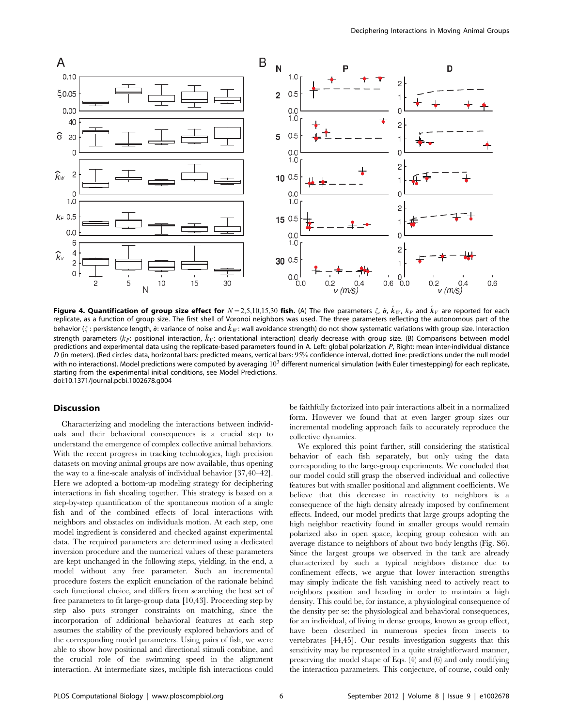A

0.10
$\xi$ 0.05
0.00
40
$\hat{\sigma}$ 20
0
$\hat{k}_W$ 2
0
1.0
$k_F$ 0.5
0.0
6
$\hat{k}_V$ 4
2
0
2 5 10 15 30
N

B

N P D

2
5
10
15
30

0.0 0.2 0.4 0.6
$v$ (m/s)

0.0 0.2 0.4 0.6
$v$ (m/s)

**Figure 4. Quantification of group size effect for** $N = 2,5,10,15,30$ **fish.** (A) The five parameters $\xi$, $\hat{\sigma}$, $\hat{k}_W$, $k_P$ and $\hat{k}_V$ are reported for each replicate, as a function of group size. The first shell of Voronoi neighbors was used. The three parameters reflecting the autonomous part of the behavior ($\xi$ : persistence length, $\hat{\sigma}$: variance of noise and $\hat{k}_W$: wall avoidance strength) do not show systematic variations with group size. Interaction strength parameters ($k_P$: positional interaction, $\hat{k}_V$: orientational interaction) clearly decrease with group size. (B) Comparisons between model predictions and experimental data using the replicate-based parameters found in A. Left: global polarization $P$, Right: mean inter-individual distance $D$ (in meters). (Red circles: data, horizontal bars: predicted means, vertical bars: 95% confidence interval, dotted line: predictions under the null model with no interactions). Model predictions were computed by averaging $10^3$ different numerical simulation (with Euler timestepping) for each replicate, starting from the experimental initial conditions, see Model Predictions.
doi:10.1371/journal.pcbi.1002678.g004

## Discussion

Characterizing and modeling the interactions between individuals and their behavioral consequences is a crucial step to understand the emergence of complex collective animal behaviors. With the recent progress in tracking technologies, high precision datasets on moving animal groups are now available, thus opening the way to a fine-scale analysis of individual behavior [37,40–42]. Here we adopted a bottom-up modeling strategy for deciphering interactions in fish shoaling together. This strategy is based on a step-by-step quantification of the spontaneous motion of a single fish and of the combined effects of local interactions with neighbors and obstacles on individuals motion. At each step, one model ingredient is considered and checked against experimental data. The required parameters are determined using a dedicated inversion procedure and the numerical values of these parameters are kept unchanged in the following steps, yielding, in the end, a model without any free parameter. Such an incremental procedure fosters the explicit enunciation of the rationale behind each functional choice, and differs from searching the best set of free parameters to fit large-group data [10,43]. Proceeding step by step also puts stronger constraints on matching, since the incorporation of additional behavioral features at each step assumes the stability of the previously explored behaviors and of the corresponding model parameters. Using pairs of fish, we were able to show how positional and directional stimuli combine, and the crucial role of the swimming speed in the alignment interaction. At intermediate sizes, multiple fish interactions could be faithfully factorized into pair interactions albeit in a normalized form. However we found that at even larger group sizes our incremental modeling approach fails to accurately reproduce the collective dynamics.

We explored this point further, still considering the statistical behavior of each fish separately, but only using the data corresponding to the large-group experiments. We concluded that our model could still grasp the observed individual and collective features but with smaller positional and alignment coefficients. We believe that this decrease in reactivity to neighbors is a consequence of the high density already imposed by confinement effects. Indeed, our model predicts that large groups adopting the high neighbor reactivity found in smaller groups would remain polarized also in open space, keeping group cohesion with an average distance to neighbors of about two body lengths (Fig. S6). Since the largest groups we observed in the tank are already characterized by such a typical neighbors distance due to confinement effects, we argue that lower interaction strengths may simply indicate the fish vanishing need to actively react to neighbors position and heading in order to maintain a high density. This could be, for instance, a physiological consequence of the density per se: the physiological and behavioral consequences, for an individual, of living in dense groups, known as group effect, have been described in numerous species from insects to vertebrates [44,45]. Our results investigation suggests that this sensitivity may be represented in a quite straightforward manner, preserving the model shape of Eqs. (4) and (6) and only modifying the interaction parameters. This conjecture, of course, could only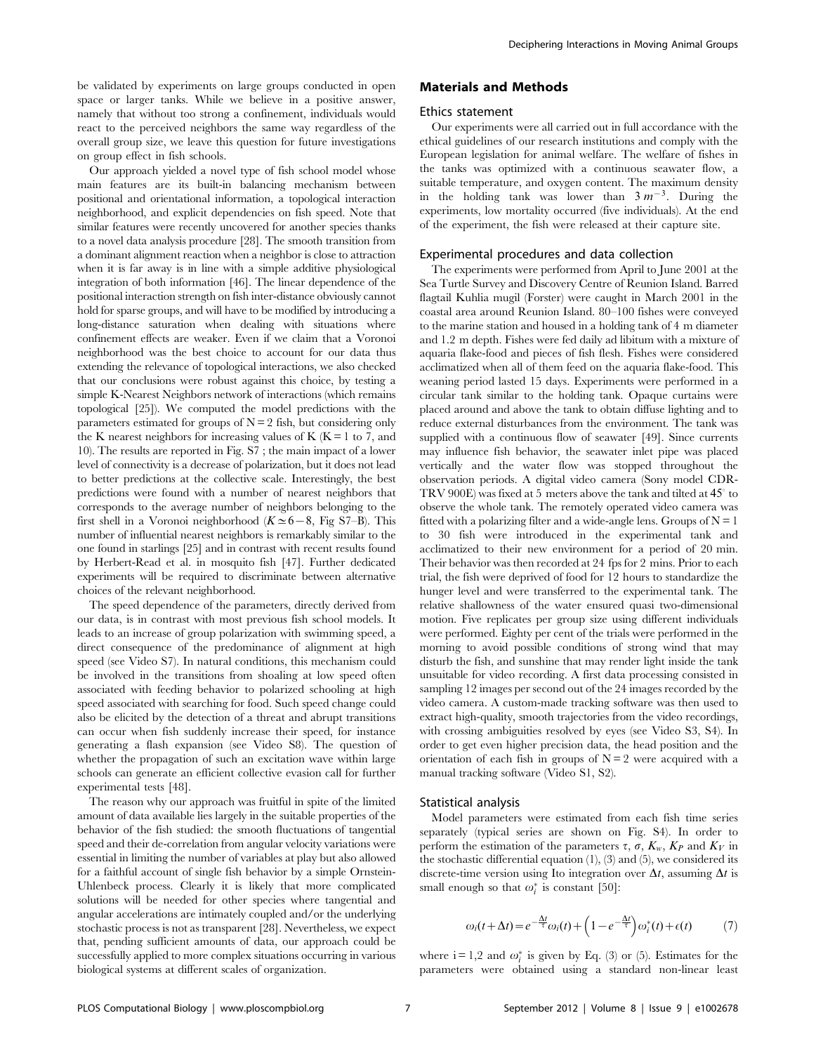be validated by experiments on large groups conducted in open space or larger tanks. While we believe in a positive answer, namely that without too strong a confinement, individuals would react to the perceived neighbors the same way regardless of the overall group size, we leave this question for future investigations on group effect in fish schools.

Our approach yielded a novel type of fish school model whose main features are its built-in balancing mechanism between positional and orientational information, a topological interaction neighborhood, and explicit dependencies on fish speed. Note that similar features were recently uncovered for another species thanks to a novel data analysis procedure [28]. The smooth transition from a dominant alignment reaction when a neighbor is close to attraction when it is far away is in line with a simple additive physiological integration of both information [46]. The linear dependence of the positional interaction strength on fish inter-distance obviously cannot hold for sparse groups, and will have to be modified by introducing a long-distance saturation when dealing with situations where confinement effects are weaker. Even if we claim that a Voronoi neighborhood was the best choice to account for our data thus extending the relevance of topological interactions, we also checked that our conclusions were robust against this choice, by testing a simple K-Nearest Neighbors network of interactions (which remains topological [25]). We computed the model predictions with the parameters estimated for groups of N = 2 fish, but considering only the K nearest neighbors for increasing values of K (K = 1 to 7, and 10). The results are reported in Fig. S7 ; the main impact of a lower level of connectivity is a decrease of polarization, but it does not lead to better predictions at the collective scale. Interestingly, the best predictions were found with a number of nearest neighbors that corresponds to the average number of neighbors belonging to the first shell in a Voronoi neighborhood ($K \simeq 6-8$, Fig S7–B). This number of influential nearest neighbors is remarkably similar to the one found in starlings [25] and in contrast with recent results found by Herbert-Read et al. in mosquito fish [47]. Further dedicated experiments will be required to discriminate between alternative choices of the relevant neighborhood.

The speed dependence of the parameters, directly derived from our data, is in contrast with most previous fish school models. It leads to an increase of group polarization with swimming speed, a direct consequence of the predominance of alignment at high speed (see Video S7). In natural conditions, this mechanism could be involved in the transitions from shoaling at low speed often associated with feeding behavior to polarized schooling at high speed associated with searching for food. Such speed change could also be elicited by the detection of a threat and abrupt transitions can occur when fish suddenly increase their speed, for instance generating a flash expansion (see Video S8). The question of whether the propagation of such an excitation wave within large schools can generate an efficient collective evasion call for further experimental tests [48].

The reason why our approach was fruitful in spite of the limited amount of data available lies largely in the suitable properties of the behavior of the fish studied: the smooth fluctuations of tangential speed and their de-correlation from angular velocity variations were essential in limiting the number of variables at play but also allowed for a faithful account of single fish behavior by a simple Ornstein-Uhlenbeck process. Clearly it is likely that more complicated solutions will be needed for other species where tangential and angular accelerations are intimately coupled and/or the underlying stochastic process is not as transparent [28]. Nevertheless, we expect that, pending sufficient amounts of data, our approach could be successfully applied to more complex situations occurring in various biological systems at different scales of organization.

## Materials and Methods

### Ethics statement

Our experiments were all carried out in full accordance with the ethical guidelines of our research institutions and comply with the European legislation for animal welfare. The welfare of fishes in the tanks was optimized with a continuous seawater flow, a suitable temperature, and oxygen content. The maximum density in the holding tank was lower than $3\,m^{-3}$. During the experiments, low mortality occurred (five individuals). At the end of the experiment, the fish were released at their capture site.

### Experimental procedures and data collection

The experiments were performed from April to June 2001 at the Sea Turtle Survey and Discovery Centre of Reunion Island. Barred flagtail Kuhlia mugil (Forster) were caught in March 2001 in the coastal area around Reunion Island. 80–100 fishes were conveyed to the marine station and housed in a holding tank of 4 m diameter and 1.2 m depth. Fishes were fed daily ad libitum with a mixture of aquaria flake-food and pieces of fish flesh. Fishes were considered acclimatized when all of them feed on the aquaria flake-food. This weaning period lasted 15 days. Experiments were performed in a circular tank similar to the holding tank. Opaque curtains were placed around and above the tank to obtain diffuse lighting and to reduce external disturbances from the environment. The tank was supplied with a continuous flow of seawater [49]. Since currents may influence fish behavior, the seawater inlet pipe was placed vertically and the water flow was stopped throughout the observation periods. A digital video camera (Sony model CDR-TRV 900E) was fixed at 5 meters above the tank and tilted at 45° to observe the whole tank. The remotely operated video camera was fitted with a polarizing filter and a wide-angle lens. Groups of N = 1 to 30 fish were introduced in the experimental tank and acclimatized to their new environment for a period of 20 min. Their behavior was then recorded at 24 fps for 2 mins. Prior to each trial, the fish were deprived of food for 12 hours to standardize the hunger level and were transferred to the experimental tank. The relative shallowness of the water ensured quasi two-dimensional motion. Five replicates per group size using different individuals were performed. Eighty per cent of the trials were performed in the morning to avoid possible conditions of strong wind that may disturb the fish, and sunshine that may render light inside the tank unsuitable for video recording. A first data processing consisted in sampling 12 images per second out of the 24 images recorded by the video camera. A custom-made tracking software was then used to extract high-quality, smooth trajectories from the video recordings, with crossing ambiguities resolved by eyes (see Video S3, S4). In order to get even higher precision data, the head position and the orientation of each fish in groups of N = 2 were acquired with a manual tracking software (Video S1, S2).

### Statistical analysis

Model parameters were estimated from each fish time series separately (typical series are shown on Fig. S4). In order to perform the estimation of the parameters $\tau$, $\sigma$, $K_w$, $K_P$ and $K_V$ in the stochastic differential equation (1), (3) and (5), we considered its discrete-time version using Ito integration over $\Delta t$, assuming $\Delta t$ is small enough so that $\omega_i^*$ is constant [50]:

$$\omega_i(t+\Delta t) = e^{-\frac{\Delta t}{\tau}}\omega_i(t) + \left(1 - e^{-\frac{\Delta t}{\tau}}\right)\omega_i^*(t) + \epsilon(t) \qquad (7)$$

where i = 1,2 and $\omega_i^*$ is given by Eq. (3) or (5). Estimates for the parameters were obtained using a standard non-linear least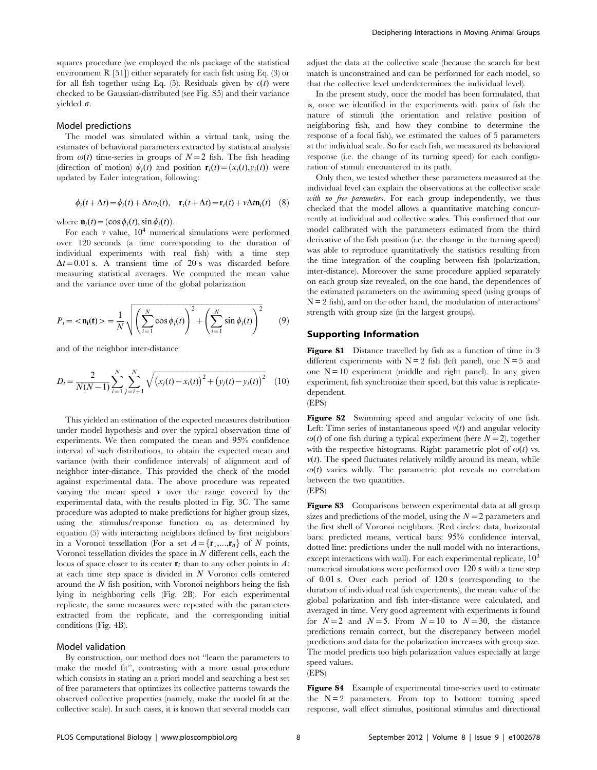squares procedure (we employed the nls package of the statistical environment R [51]) either separately for each fish using Eq. (3) or for all fish together using Eq. (5). Residuals given by $\epsilon(t)$ were checked to be Gaussian-distributed (see Fig. S5) and their variance yielded $\sigma$.

### Model predictions

The model was simulated within a virtual tank, using the estimates of behavioral parameters extracted by statistical analysis from $\omega(t)$ time-series in groups of $N=2$ fish. The fish heading (direction of motion) $\phi_i(t)$ and position $\mathbf{r}_i(t)=(x_i(t),y_i(t))$ were updated by Euler integration, following:

$$\phi_i(t+\Delta t)=\phi_i(t)+\Delta t\omega_i(t), \quad \mathbf{r}_i(t+\Delta t)=\mathbf{r}_i(t)+v\Delta t\mathbf{n}_i(t) \quad (8)$$

where $\mathbf{n}_i(t)=(\cos\phi_i(t),\sin\phi_i(t))$.

For each $v$ value, $10^4$ numerical simulations were performed over 120 seconds (a time corresponding to the duration of individual experiments with real fish) with a time step $\Delta t=0.01$ s. A transient time of 20 s was discarded before measuring statistical averages. We computed the mean value and the variance over time of the global polarization

$$P_t=<\mathbf{n_i(t)}>=\frac{1}{N}\sqrt{\left(\sum_{i=1}^{N}\cos\phi_i(t)\right)^2+\left(\sum_{i=1}^{N}\sin\phi_i(t)\right)^2} \quad (9)$$

and of the neighbor inter-distance

$$D_t=\frac{2}{N(N-1)}\sum_{i=1}^{N}\sum_{j=i+1}^{N}\sqrt{\left(x_j(t)-x_i(t)\right)^2+\left(y_j(t)-y_i(t)\right)^2} \quad (10)$$

This yielded an estimation of the expected measures distribution under model hypothesis and over the typical observation time of experiments. We then computed the mean and 95% confidence interval of such distributions, to obtain the expected mean and variance (with their confidence intervals) of alignment and of neighbor inter-distance. This provided the check of the model against experimental data. The above procedure was repeated varying the mean speed $v$ over the range covered by the experimental data, with the results plotted in Fig. 3C. The same procedure was adopted to make predictions for higher group sizes, using the stimulus/response function $\omega_i$ as determined by equation (5) with interacting neighbors defined by first neighbors in a Voronoi tessellation (For a set $A=\{\mathbf{r}_1,...,\mathbf{r}_n\}$ of $N$ points, Voronoi tessellation divides the space in $N$ different cells, each the locus of space closer to its center $\mathbf{r}_i$ than to any other points in $A$: at each time step space is divided in $N$ Voronoi cells centered around the $N$ fish position, with Voronoi neighbors being the fish lying in neighboring cells (Fig. 2B). For each experimental replicate, the same measures were repeated with the parameters extracted from the replicate, and the corresponding initial conditions (Fig. 4B).

### Model validation

By construction, our method does not "learn the parameters to make the model fit", contrasting with a more usual procedure which consists in stating an a priori model and searching a best set of free parameters that optimizes its collective patterns towards the observed collective properties (namely, make the model fit at the collective scale). In such cases, it is known that several models can adjust the data at the collective scale (because the search for best match is unconstrained and can be performed for each model, so that the collective level underdetermines the individual level).

In the present study, once the model has been formulated, that is, once we identified in the experiments with pairs of fish the nature of stimuli (the orientation and relative position of neighboring fish, and how they combine to determine the response of a focal fish), we estimated the values of 5 parameters at the individual scale. So for each fish, we measured its behavioral response (i.e. the change of its turning speed) for each configuration of stimuli encountered in its path.

Only then, we tested whether these parameters measured at the individual level can explain the observations at the collective scale *with no free parameters*. For each group independently, we thus checked that the model allows a quantitative matching concurrently at individual and collective scales. This confirmed that our model calibrated with the parameters estimated from the third derivative of the fish position (i.e. the change in the turning speed) was able to reproduce quantitatively the statistics resulting from the time integration of the coupling between fish (polarization, inter-distance). Moreover the same procedure applied separately on each group size revealed, on the one hand, the dependences of the estimated parameters on the swimming speed (using groups of $N=2$ fish), and on the other hand, the modulation of interactions' strength with group size (in the largest groups).

## Supporting Information

**Figure S1** Distance travelled by fish as a function of time in 3 different experiments with $N=2$ fish (left panel), one $N=5$ and one $N=10$ experiment (middle and right panel). In any given experiment, fish synchronize their speed, but this value is replicate-dependent.
(EPS)

**Figure S2** Swimming speed and angular velocity of one fish. Left: Time series of instantaneous speed $v(t)$ and angular velocity $\omega(t)$ of one fish during a typical experiment (here $N=2$), together with the respective histograms. Right: parametric plot of $\omega(t)$ vs. $v(t)$. The speed fluctuates relatively mildly around its mean, while $\omega(t)$ varies wildly. The parametric plot reveals no correlation between the two quantities.
(EPS)

**Figure S3** Comparisons between experimental data at all group sizes and predictions of the model, using the $N=2$ parameters and the first shell of Voronoi neighbors. (Red circles: data, horizontal bars: predicted means, vertical bars: 95% confidence interval, dotted line: predictions under the null model with no interactions, except interactions with wall). For each experimental replicate, $10^3$ numerical simulations were performed over 120 s with a time step of 0.01 s. Over each period of 120 s (corresponding to the duration of individual real fish experiments), the mean value of the global polarization and fish inter-distance were calculated, and averaged in time. Very good agreement with experiments is found for $N=2$ and $N=5$. From $N=10$ to $N=30$, the distance predictions remain correct, but the discrepancy between model predictions and data for the polarization increases with group size. The model predicts too high polarization values especially at large speed values.
(EPS)

**Figure S4** Example of experimental time-series used to estimate the $N=2$ parameters. From top to bottom: turning speed response, wall effect stimulus, positional stimulus and directional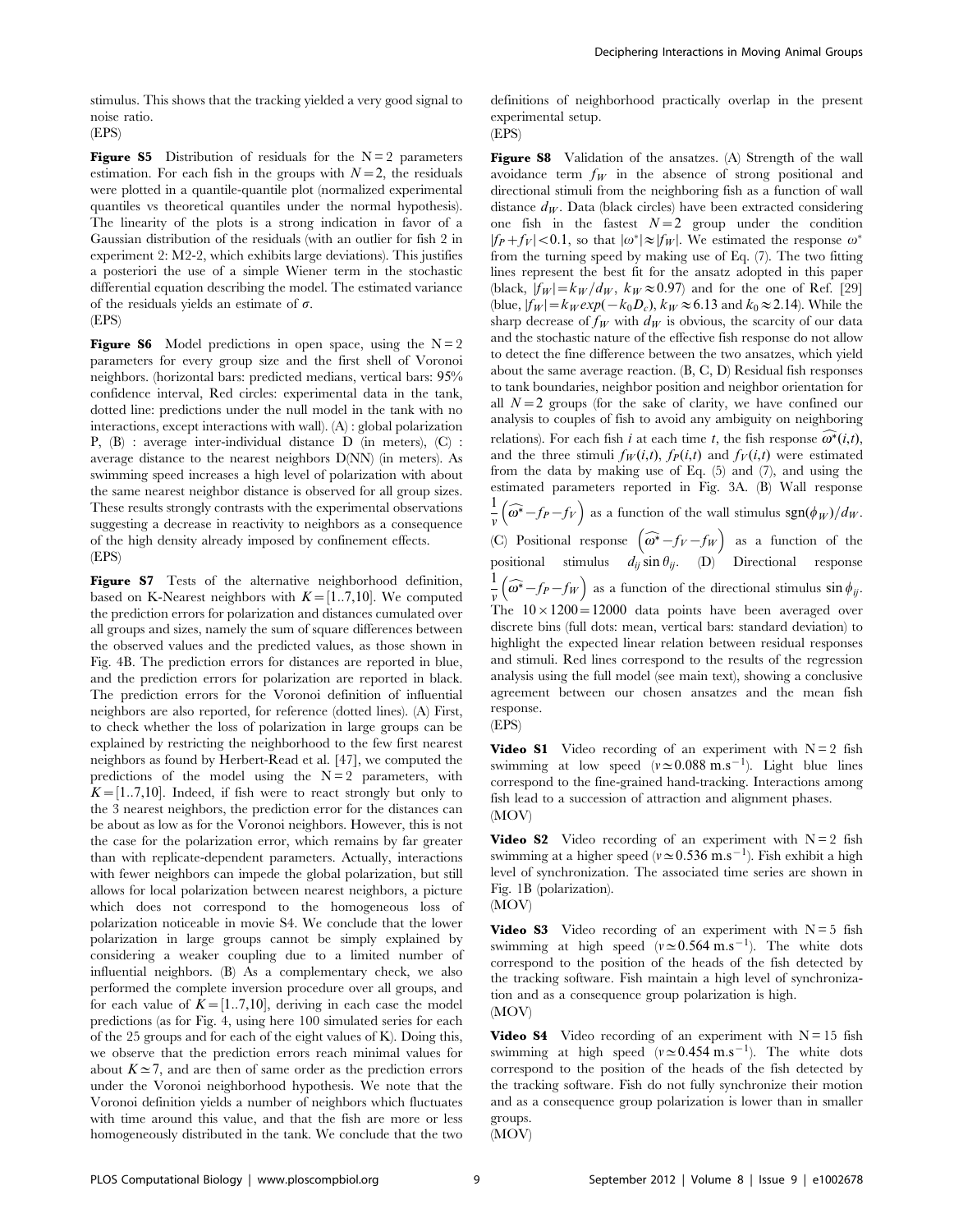stimulus. This shows that the tracking yielded a very good signal to noise ratio.
(EPS)

**Figure S5** Distribution of residuals for the $N=2$ parameters estimation. For each fish in the groups with $N=2$, the residuals were plotted in a quantile-quantile plot (normalized experimental quantiles vs theoretical quantiles under the normal hypothesis). The linearity of the plots is a strong indication in favor of a Gaussian distribution of the residuals (with an outlier for fish 2 in experiment 2: M2-2, which exhibits large deviations). This justifies a posteriori the use of a simple Wiener term in the stochastic differential equation describing the model. The estimated variance of the residuals yields an estimate of $\sigma$.
(EPS)

**Figure S6** Model predictions in open space, using the $N=2$ parameters for every group size and the first shell of Voronoi neighbors. (horizontal bars: predicted medians, vertical bars: 95% confidence interval, Red circles: experimental data in the tank, dotted line: predictions under the null model in the tank with no interactions, except interactions with wall). (A) : global polarization P, (B) : average inter-individual distance D (in meters), (C) : average distance to the nearest neighbors D(NN) (in meters). As swimming speed increases a high level of polarization with about the same nearest neighbor distance is observed for all group sizes. These results strongly contrasts with the experimental observations suggesting a decrease in reactivity to neighbors as a consequence of the high density already imposed by confinement effects.
(EPS)

**Figure S7** Tests of the alternative neighborhood definition, based on K-Nearest neighbors with $K=[1..7,10]$. We computed the prediction errors for polarization and distances cumulated over all groups and sizes, namely the sum of square differences between the observed values and the predicted values, as those shown in Fig. 4B. The prediction errors for distances are reported in blue, and the prediction errors for polarization are reported in black. The prediction errors for the Voronoi definition of influential neighbors are also reported, for reference (dotted lines). (A) First, to check whether the loss of polarization in large groups can be explained by restricting the neighborhood to the few first nearest neighbors as found by Herbert-Read et al. [47], we computed the predictions of the model using the $N=2$ parameters, with $K=[1..7,10]$. Indeed, if fish were to react strongly but only to the 3 nearest neighbors, the prediction error for the distances can be about as low as for the Voronoi neighbors. However, this is not the case for the polarization error, which remains by far greater than with replicate-dependent parameters. Actually, interactions with fewer neighbors can impede the global polarization, but still allows for local polarization between nearest neighbors, a picture which does not correspond to the homogeneous loss of polarization noticeable in movie S4. We conclude that the lower polarization in large groups cannot be simply explained by considering a weaker coupling due to a limited number of influential neighbors. (B) As a complementary check, we also performed the complete inversion procedure over all groups, and for each value of $K=[1..7,10]$, deriving in each case the model predictions (as for Fig. 4, using here 100 simulated series for each of the 25 groups and for each of the eight values of K). Doing this, we observe that the prediction errors reach minimal values for about $K\simeq 7$, and are then of same order as the prediction errors under the Voronoi neighborhood hypothesis. We note that the Voronoi definition yields a number of neighbors which fluctuates with time around this value, and that the fish are more or less homogeneously distributed in the tank. We conclude that the two definitions of neighborhood practically overlap in the present experimental setup.
(EPS)

**Figure S8** Validation of the ansatzes. (A) Strength of the wall avoidance term $f_W$ in the absence of strong positional and directional stimuli from the neighboring fish as a function of wall distance $d_W$. Data (black circles) have been extracted considering one fish in the fastest $N=2$ group under the condition $|f_P+f_V|<0.1$, so that $|\omega^*|\approx|f_W|$. We estimated the response $\omega^*$ from the turning speed by making use of Eq. (7). The two fitting lines represent the best fit for the ansatz adopted in this paper (black, $|f_W|=k_W/d_W$, $k_W\approx 0.97$) and for the one of Ref. [29] (blue, $|f_W|=k_W exp(-k_0 D_c)$, $k_W\approx 6.13$ and $k_0\approx 2.14$). While the sharp decrease of $f_W$ with $d_W$ is obvious, the scarcity of our data and the stochastic nature of the effective fish response do not allow to detect the fine difference between the two ansatzes, which yield about the same average reaction. (B, C, D) Residual fish responses to tank boundaries, neighbor position and neighbor orientation for all $N=2$ groups (for the sake of clarity, we have confined our analysis to couples of fish to avoid any ambiguity on neighboring relations). For each fish $i$ at each time $t$, the fish response $\widehat{\omega^*}(i,t)$, and the three stimuli $f_W(i,t)$, $f_P(i,t)$ and $f_V(i,t)$ were estimated from the data by making use of Eq. (5) and (7), and using the estimated parameters reported in Fig. 3A. (B) Wall response $\frac{1}{v}\left(\widehat{\omega^*}-f_P-f_V\right)$ as a function of the wall stimulus $\mathrm{sgn}(\phi_W)/d_W$. (C) Positional response $\left(\widehat{\omega^*}-f_V-f_W\right)$ as a function of the positional stimulus $d_{ij}\sin\theta_{ij}$. (D) Directional response $\frac{1}{v}\left(\widehat{\omega^*}-f_P-f_W\right)$ as a function of the directional stimulus $\sin\phi_{ij}$. The $10\times 1200=12000$ data points have been averaged over discrete bins (full dots: mean, vertical bars: standard deviation) to highlight the expected linear relation between residual responses and stimuli. Red lines correspond to the results of the regression analysis using the full model (see main text), showing a conclusive agreement between our chosen ansatzes and the mean fish response.
(EPS)

**Video S1** Video recording of an experiment with $N=2$ fish swimming at low speed ($v\simeq 0.088\ \mathrm{m.s^{-1}}$). Light blue lines correspond to the fine-grained hand-tracking. Interactions among fish lead to a succession of attraction and alignment phases.
(MOV)

**Video S2** Video recording of an experiment with $N=2$ fish swimming at a higher speed ($v\simeq 0.536\ \mathrm{m.s^{-1}}$). Fish exhibit a high level of synchronization. The associated time series are shown in Fig. 1B (polarization).
(MOV)

**Video S3** Video recording of an experiment with $N=5$ fish swimming at high speed ($v\simeq 0.564\ \mathrm{m.s^{-1}}$). The white dots correspond to the position of the heads of the fish detected by the tracking software. Fish maintain a high level of synchronization and as a consequence group polarization is high.
(MOV)

**Video S4** Video recording of an experiment with $N=15$ fish swimming at high speed ($v\simeq 0.454\ \mathrm{m.s^{-1}}$). The white dots correspond to the position of the heads of the fish detected by the tracking software. Fish do not fully synchronize their motion and as a consequence group polarization is lower than in smaller groups.
(MOV)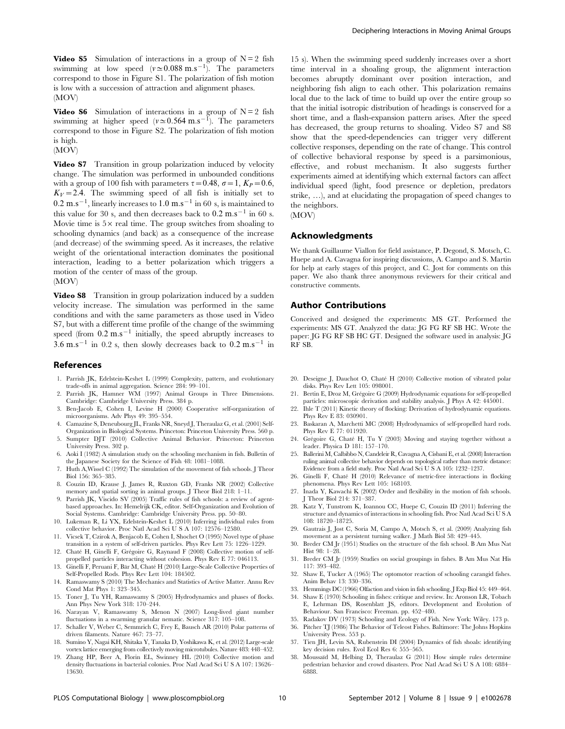**Video S5** Simulation of interactions in a group of $N=2$ fish swimming at low speed ($v \simeq 0.088\ \mathrm{m.s^{-1}}$). The parameters correspond to those in Figure S1. The polarization of fish motion is low with a succession of attraction and alignment phases. (MOV)

**Video S6** Simulation of interactions in a group of $N=2$ fish swimming at higher speed ($v \simeq 0.564\ \mathrm{m.s^{-1}}$). The parameters correspond to those in Figure S2. The polarization of fish motion is high. (MOV)

**Video S7** Transition in group polarization induced by velocity change. The simulation was performed in unbounded conditions with a group of 100 fish with parameters $\tau = 0.48$, $\sigma = 1$, $K_P = 0.6$, $K_V = 2.4$. The swimming speed of all fish is initially set to $0.2\ \mathrm{m.s^{-1}}$, linearly increases to $1.0\ \mathrm{m.s^{-1}}$ in 60 s, is maintained to this value for 30 s, and then decreases back to $0.2\ \mathrm{m.s^{-1}}$ in 60 s. Movie time is $5\times$ real time. The group switches from shoaling to schooling dynamics (and back) as a consequence of the increase (and decrease) of the swimming speed. As it increases, the relative weight of the orientational interaction dominates the positional interaction, leading to a better polarization which triggers a motion of the center of mass of the group. (MOV)

**Video S8** Transition in group polarization induced by a sudden velocity increase. The simulation was performed in the same conditions and with the same parameters as those used in Video S7, but with a different time profile of the change of the swimming speed (from $0.2\ \mathrm{m.s^{-1}}$ initially, the speed abruptly increases to $3.6\ \mathrm{m.s^{-1}}$ in 0.2 s, then slowly decreases back to $0.2\ \mathrm{m.s^{-1}}$ in 15 s). When the swimming speed suddenly increases over a short time interval in a shoaling group, the alignment interaction becomes abruptly dominant over position interaction, and neighboring fish align to each other. This polarization remains local due to the lack of time to build up over the entire group so that the initial isotropic distribution of headings is conserved for a short time, and a flash-expansion pattern arises. After the speed has decreased, the group returns to shoaling. Video S7 and S8 show that the speed-dependencies can trigger very different collective responses, depending on the rate of change. This control of collective behavioral response by speed is a parsimonious, effective, and robust mechanism. It also suggests further experiments aimed at identifying which external factors can affect individual speed (light, food presence or depletion, predators strike, …), and at elucidating the propagation of speed changes to the neighbors. (MOV)

## Acknowledgments

We thank Guillaume Viallon for field assistance, P. Degond, S. Motsch, C. Huepe and A. Cavagna for inspiring discussions, A. Campo and S. Martin for help at early stages of this project, and C. Jost for comments on this paper. We also thank three anonymous reviewers for their critical and constructive comments.

## Author Contributions

Conceived and designed the experiments: MS GT. Performed the experiments: MS GT. Analyzed the data: JG FG RF SB HC. Wrote the paper: JG FG RF SB HC GT. Designed the software used in analysis: JG RF SB.

## References

1. Parrish JK, Edelstein-Keshet L (1999) Complexity, pattern, and evolutionary trade-offs in animal aggregation. Science 284: 99–101.
2. Parrish JK, Hamner WM (1997) Animal Groups in Three Dimensions. Cambridge: Cambridge University Press. 384 p.
3. Ben-Jacob E, Cohen I, Levine H (2000) Cooperative self-organization of microorganisms. Adv Phys 49: 395–554.
4. Camazine S, Deneubourg JL, Franks NR, Sneyd J, Theraulaz G, et al. (2001) Self-Organization in Biological Systems. Princeton: Princeton University Press. 560 p.
5. Sumpter DJT (2010) Collective Animal Behavior. Princeton: Princeton University Press. 302 p.
6. Aoki I (1982) A simulation study on the schooling mechanism in fish. Bulletin of the Japanese Society for the Science of Fish 48: 1081–1088.
7. Huth A,Wissel C (1992) The simulation of the movement of fish schools. J Theor Biol 156: 365–385.
8. Couzin ID, Krause J, James R, Ruxton GD, Franks NR (2002) Collective memory and spatial sorting in animal groups. J Theor Biol 218: 1–11.
9. Parrish JK, Viscido SV (2005) Traffic rules of fish schools: a review of agent-based approaches. In: Hemelrijk CK, editor. Self-Organization and Evolution of Social Systems. Cambridge: Cambridge University Press. pp. 50–80.
10. Lukeman R, Li YX, Edelstein-Keshet L (2010) Inferring individual rules from collective behavior. Proc Natl Acad Sci U S A 107: 12576–12580.
11. Vicsek T, Czirok A, Benjacob E, Cohen I, Shochet O (1995) Novel type of phase transition in a system of self-driven particles. Phys Rev Lett 75: 1226–1229.
12. Chaté H, Ginelli F, Grégoire G, Raynaud F (2008) Collective motion of self-propelled particles interacting without cohesion. Phys Rev E 77: 046113.
13. Ginelli F, Peruani F, Bär M, Chaté H (2010) Large-Scale Collective Properties of Self-Propelled Rods. Phys Rev Lett 104: 184502.
14. Ramaswamy S (2010) The Mechanics and Statistics of Active Matter. Annu Rev Cond Mat Phys 1: 323–345.
15. Toner J, Tu YH, Ramaswamy S (2005) Hydrodynamics and phases of flocks. Ann Phys New York 318: 170–244.
16. Narayan V, Ramaswamy S, Menon N (2007) Long-lived giant number fluctuations in a swarming granular nematic. Science 317: 105–108.
17. Schaller V, Weber C, Semmrich C, Frey E, Bausch AR (2010) Polar patterns of driven filaments. Nature 467: 73–77.
18. Sumino Y, Nagai KH, Shitaka Y, Tanaka D, Yoshikawa K, et al. (2012) Large-scale vortex lattice emerging from collectively moving microtubules. Nature 483: 448–452.
19. Zhang HP, Beer A, Florin EL, Swinney HL (2010) Collective motion and density fluctuations in bacterial colonies. Proc Natl Acad Sci U S A 107: 13626–13630.
20. Deseigne J, Dauchot O, Chaté H (2010) Collective motion of vibrated polar disks. Phys Rev Lett 105: 098001.
21. Bertin E, Droz M, Grégoire G (2009) Hydrodynamic equations for self-propelled particles: microscopic derivation and stability analysis. J Phys A 42: 445001.
22. Ihle T (2011) Kinetic theory of flocking: Derivation of hydrodynamic equations. Phys Rev E 83: 030901.
23. Baskaran A, Marchetti MC (2008) Hydrodynamics of self-propelled hard rods. Phys Rev E 77: 011920.
24. Grégoire G, Chaté H, Tu Y (2003) Moving and staying together without a leader. Physica D 181: 157–170.
25. Ballerini M, Calbibbo N, Candeleir R, Cavagna A, Cisbani E, et al. (2008) Interaction ruling animal collective behavior depends on topological rather than metric distance: Evidence from a field study. Proc Natl Acad Sci U S A 105: 1232–1237.
26. Ginelli F, Chaté H (2010) Relevance of metric-free interactions in flocking phenomena. Phys Rev Lett 105: 168103.
27. Inada Y, Kawachi K (2002) Order and flexibility in the motion of fish schools. J Theor Biol 214: 371–387.
28. Katz Y, Tunstrom K, Ioannou CC, Huepe C, Couzin ID (2011) Inferring the structure and dynamics of interactions in schooling fish. Proc Natl Acad Sci U S A 108: 18720–18725.
29. Gautrais J, Jost C, Soria M, Campo A, Motsch S, et al. (2009) Analyzing fish movement as a persistent turning walker. J Math Biol 58: 429–445.
30. Breder CM Jr (1951) Studies on the structure of the fish school. B Am Mus Nat Hist 98: 1–28.
31. Breder CM Jr (1959) Studies on social groupings in fishes. B Am Mus Nat His 117: 393–482.
32. Shaw E, Tucker A (1965) The optomotor reaction of schooling carangid fishes. Anim Behav 13: 330–336.
33. Hemmings DC (1966) Olfaction and vision in fish schooling. J Exp Biol 45: 449–464.
34. Shaw E (1970) Schooling in fishes: critique and review. In: Aronson LR, Tobach E, Lehrman DS, Rosenblatt JS, editors. Development and Evolution of Behaviour. San Francisco: Freeman. pp. 452–480.
35. Radakov DV (1973) Schooling and Ecology of Fish. New York: Wiley. 173 p.
36. Pitcher TJ (1986) The Behavior of Teleost Fishes. Baltimore: The Johns Hopkins University Press. 553 p.
37. Tien JH, Levin SA, Rubenstein DI (2004) Dynamics of fish shoals: identifying key decision rules. Evol Ecol Res 6: 555–565.
38. Moussaïd M, Helbing D, Theraulaz G (2011) How simple rules determine pedestrian behavior and crowd disasters. Proc Natl Acad Sci U S A 108: 6884–6888.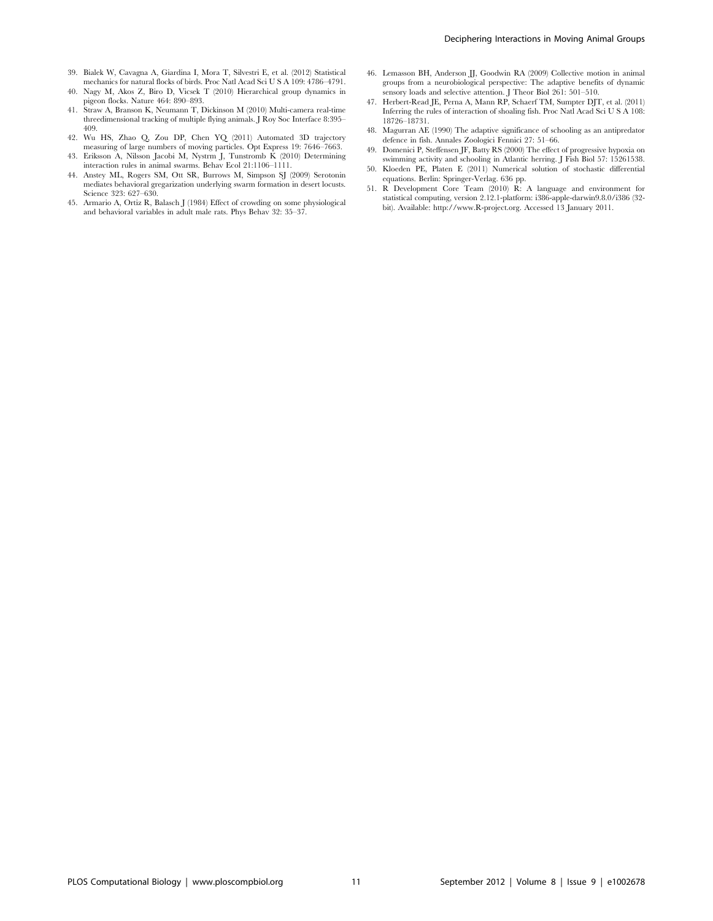39. Bialek W, Cavagna A, Giardina I, Mora T, Silvestri E, et al. (2012) Statistical mechanics for natural flocks of birds. Proc Natl Acad Sci U S A 109: 4786–4791.
40. Nagy M, Akos Z, Biro D, Vicsek T (2010) Hierarchical group dynamics in pigeon flocks. Nature 464: 890–893.
41. Straw A, Branson K, Neumann T, Dickinson M (2010) Multi-camera real-time threedimensional tracking of multiple flying animals. J Roy Soc Interface 8:395–409.
42. Wu HS, Zhao Q, Zou DP, Chen YQ (2011) Automated 3D trajectory measuring of large numbers of moving particles. Opt Express 19: 7646–7663.
43. Eriksson A, Nilsson Jacobi M, Nystrm J, Tunstromb K (2010) Determining interaction rules in animal swarms. Behav Ecol 21:1106–1111.
44. Anstey ML, Rogers SM, Ott SR, Burrows M, Simpson SJ (2009) Serotonin mediates behavioral gregarization underlying swarm formation in desert locusts. Science 323: 627–630.
45. Armario A, Ortiz R, Balasch J (1984) Effect of crowding on some physiological and behavioral variables in adult male rats. Phys Behav 32: 35–37.
46. Lemasson BH, Anderson JJ, Goodwin RA (2009) Collective motion in animal groups from a neurobiological perspective: The adaptive benefits of dynamic sensory loads and selective attention. J Theor Biol 261: 501–510.
47. Herbert-Read JE, Perna A, Mann RP, Schaerf TM, Sumpter DJT, et al. (2011) Inferring the rules of interaction of shoaling fish. Proc Natl Acad Sci U S A 108: 18726–18731.
48. Magurran AE (1990) The adaptive significance of schooling as an antipredator defence in fish. Annales Zoologici Fennici 27: 51–66.
49. Domenici P, Steffensen JF, Batty RS (2000) The effect of progressive hypoxia on swimming activity and schooling in Atlantic herring. J Fish Biol 57: 15261538.
50. Kloeden PE, Platen E (2011) Numerical solution of stochastic differential equations. Berlin: Springer-Verlag. 636 pp.
51. R Development Core Team (2010) R: A language and environment for statistical computing, version 2.12.1-platform: i386-apple-darwin9.8.0/i386 (32-bit). Available: http://www.R-project.org. Accessed 13 January 2011.